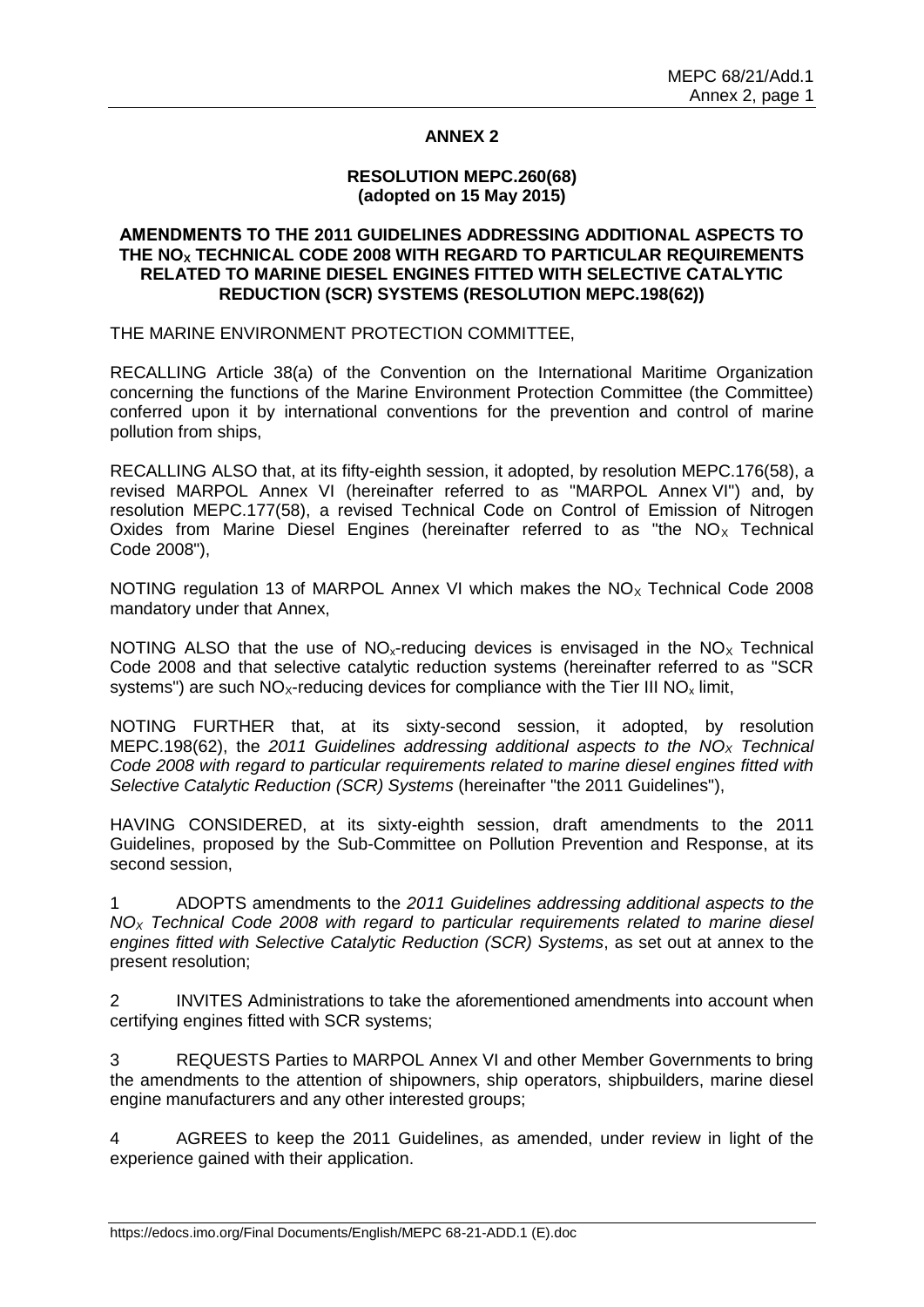# ANNEX 2

## RESOLUTION MEPC.260(68) (adopted on 15 May 2015)

## AMENDMENTS TO THE 2011 GUIDELINES ADDRESSING ADDITIONAL ASPECTS TO THE $NO_X$ TECHNICAL CODE 2008 WITH REGARD TO PARTICULAR REQUIREMENTS RELATED TO MARINE DIESEL ENGINES FITTED WITH SELECTIVE CATALYTIC REDUCTION (SCR) SYSTEMS (RESOLUTION MEPC.198(62))

THE MARINE ENVIRONMENT PROTECTION COMMITTEE,

RECALLING Article 38(a) of the Convention on the International Maritime Organization concerning the functions of the Marine Environment Protection Committee (the Committee) conferred upon it by international conventions for the prevention and control of marine pollution from ships,

RECALLING ALSO that, at its fifty-eighth session, it adopted, by resolution MEPC.176(58), a revised MARPOL Annex VI (hereinafter referred to as "MARPOL Annex VI") and, by resolution MEPC.177(58), a revised Technical Code on Control of Emission of Nitrogen Oxides from Marine Diesel Engines (hereinafter referred to as "the $NO_X$ Technical Code 2008"),

NOTING regulation 13 of MARPOL Annex VI which makes the $NO_X$ Technical Code 2008 mandatory under that Annex,

NOTING ALSO that the use of $NO_x$-reducing devices is envisaged in the $NO_X$ Technical Code 2008 and that selective catalytic reduction systems (hereinafter referred to as "SCR systems") are such $NO_X$-reducing devices for compliance with the Tier III $NO_x$ limit,

NOTING FURTHER that, at its sixty-second session, it adopted, by resolution MEPC.198(62), the *2011 Guidelines addressing additional aspects to the $NO_X$ Technical Code 2008 with regard to particular requirements related to marine diesel engines fitted with Selective Catalytic Reduction (SCR) Systems* (hereinafter "the 2011 Guidelines"),

HAVING CONSIDERED, at its sixty-eighth session, draft amendments to the 2011 Guidelines, proposed by the Sub-Committee on Pollution Prevention and Response, at its second session,

1 ADOPTS amendments to the *2011 Guidelines addressing additional aspects to the $NO_X$ Technical Code 2008 with regard to particular requirements related to marine diesel engines fitted with Selective Catalytic Reduction (SCR) Systems*, as set out at annex to the present resolution;

2 INVITES Administrations to take the aforementioned amendments into account when certifying engines fitted with SCR systems;

3 REQUESTS Parties to MARPOL Annex VI and other Member Governments to bring the amendments to the attention of shipowners, ship operators, shipbuilders, marine diesel engine manufacturers and any other interested groups;

4 AGREES to keep the 2011 Guidelines, as amended, under review in light of the experience gained with their application.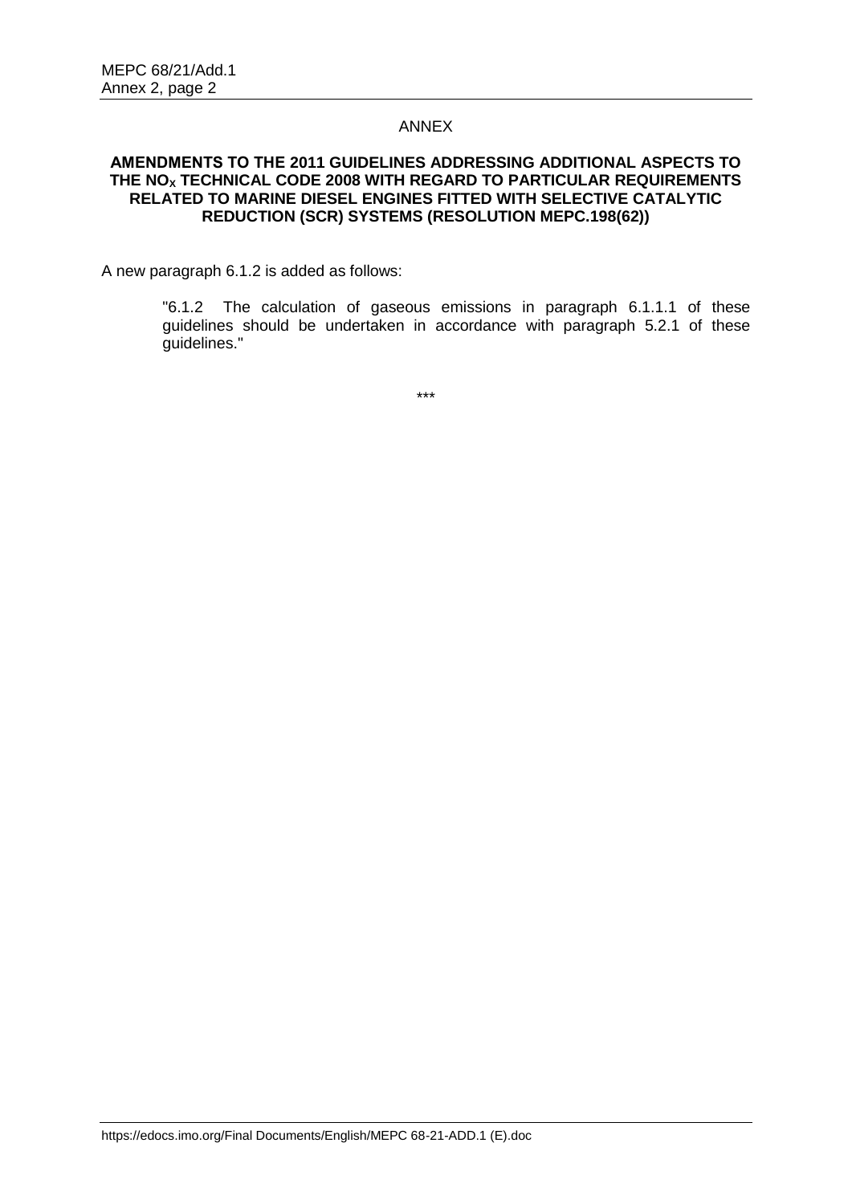ANNEX

**AMENDMENTS TO THE 2011 GUIDELINES ADDRESSING ADDITIONAL ASPECTS TO THE $NO_X$ TECHNICAL CODE 2008 WITH REGARD TO PARTICULAR REQUIREMENTS RELATED TO MARINE DIESEL ENGINES FITTED WITH SELECTIVE CATALYTIC REDUCTION (SCR) SYSTEMS (RESOLUTION MEPC.198(62))**

A new paragraph 6.1.2 is added as follows:

> "6.1.2 The calculation of gaseous emissions in paragraph 6.1.1.1 of these guidelines should be undertaken in accordance with paragraph 5.2.1 of these guidelines."

***